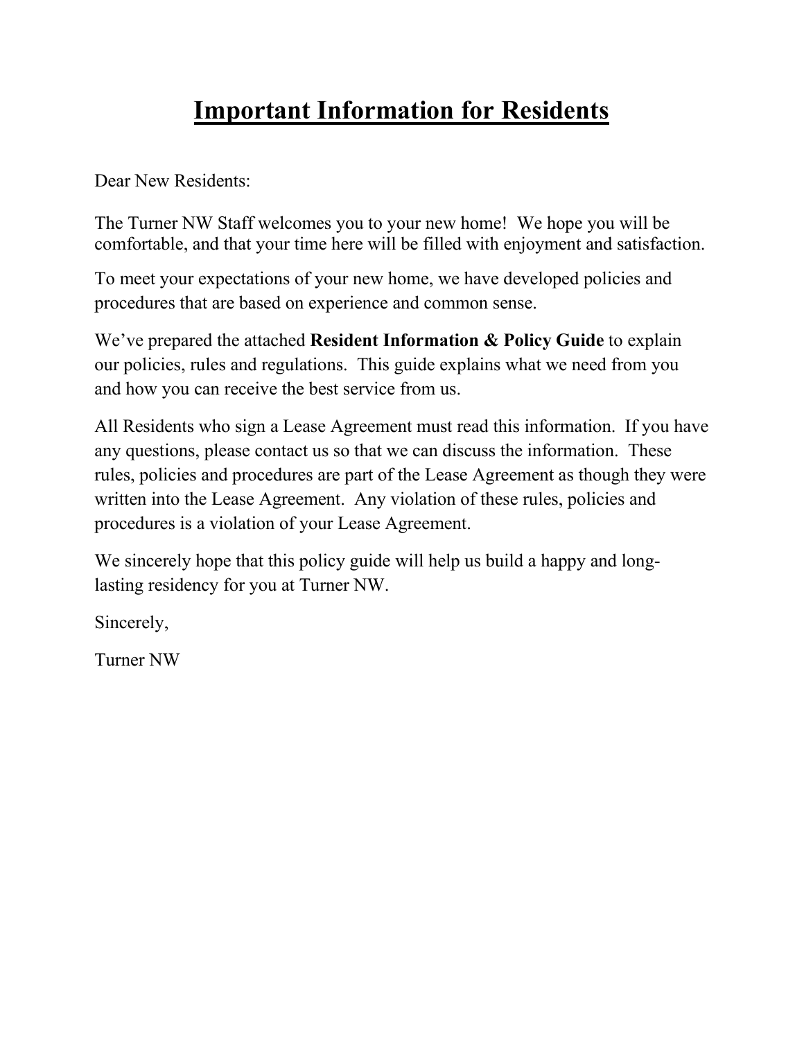# Important Information for Residents

Dear New Residents:

The Turner NW Staff welcomes you to your new home! We hope you will be comfortable, and that your time here will be filled with enjoyment and satisfaction.

To meet your expectations of your new home, we have developed policies and procedures that are based on experience and common sense.

We've prepared the attached **Resident Information & Policy Guide** to explain our policies, rules and regulations. This guide explains what we need from you and how you can receive the best service from us.

All Residents who sign a Lease Agreement must read this information. If you have any questions, please contact us so that we can discuss the information. These rules, policies and procedures are part of the Lease Agreement as though they were written into the Lease Agreement. Any violation of these rules, policies and procedures is a violation of your Lease Agreement.

We sincerely hope that this policy guide will help us build a happy and long-lasting residency for you at Turner NW.

Sincerely,

Turner NW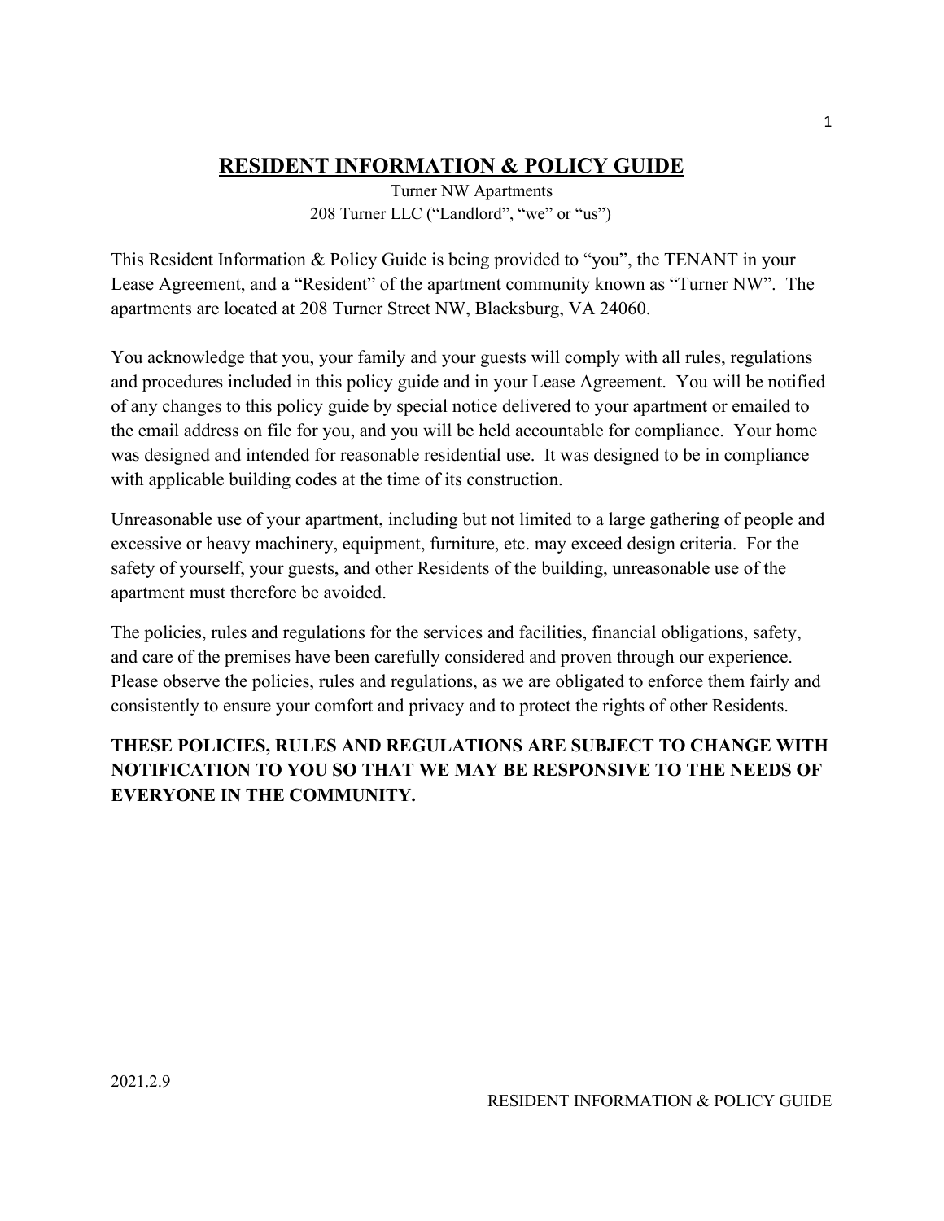# RESIDENT INFORMATION & POLICY GUIDE

Turner NW Apartments
208 Turner LLC ("Landlord", "we" or "us")

This Resident Information & Policy Guide is being provided to "you", the TENANT in your Lease Agreement, and a "Resident" of the apartment community known as "Turner NW". The apartments are located at 208 Turner Street NW, Blacksburg, VA 24060.

You acknowledge that you, your family and your guests will comply with all rules, regulations and procedures included in this policy guide and in your Lease Agreement. You will be notified of any changes to this policy guide by special notice delivered to your apartment or emailed to the email address on file for you, and you will be held accountable for compliance. Your home was designed and intended for reasonable residential use. It was designed to be in compliance with applicable building codes at the time of its construction.

Unreasonable use of your apartment, including but not limited to a large gathering of people and excessive or heavy machinery, equipment, furniture, etc. may exceed design criteria. For the safety of yourself, your guests, and other Residents of the building, unreasonable use of the apartment must therefore be avoided.

The policies, rules and regulations for the services and facilities, financial obligations, safety, and care of the premises have been carefully considered and proven through our experience. Please observe the policies, rules and regulations, as we are obligated to enforce them fairly and consistently to ensure your comfort and privacy and to protect the rights of other Residents.

**THESE POLICIES, RULES AND REGULATIONS ARE SUBJECT TO CHANGE WITH NOTIFICATION TO YOU SO THAT WE MAY BE RESPONSIVE TO THE NEEDS OF EVERYONE IN THE COMMUNITY.**

2021.2.9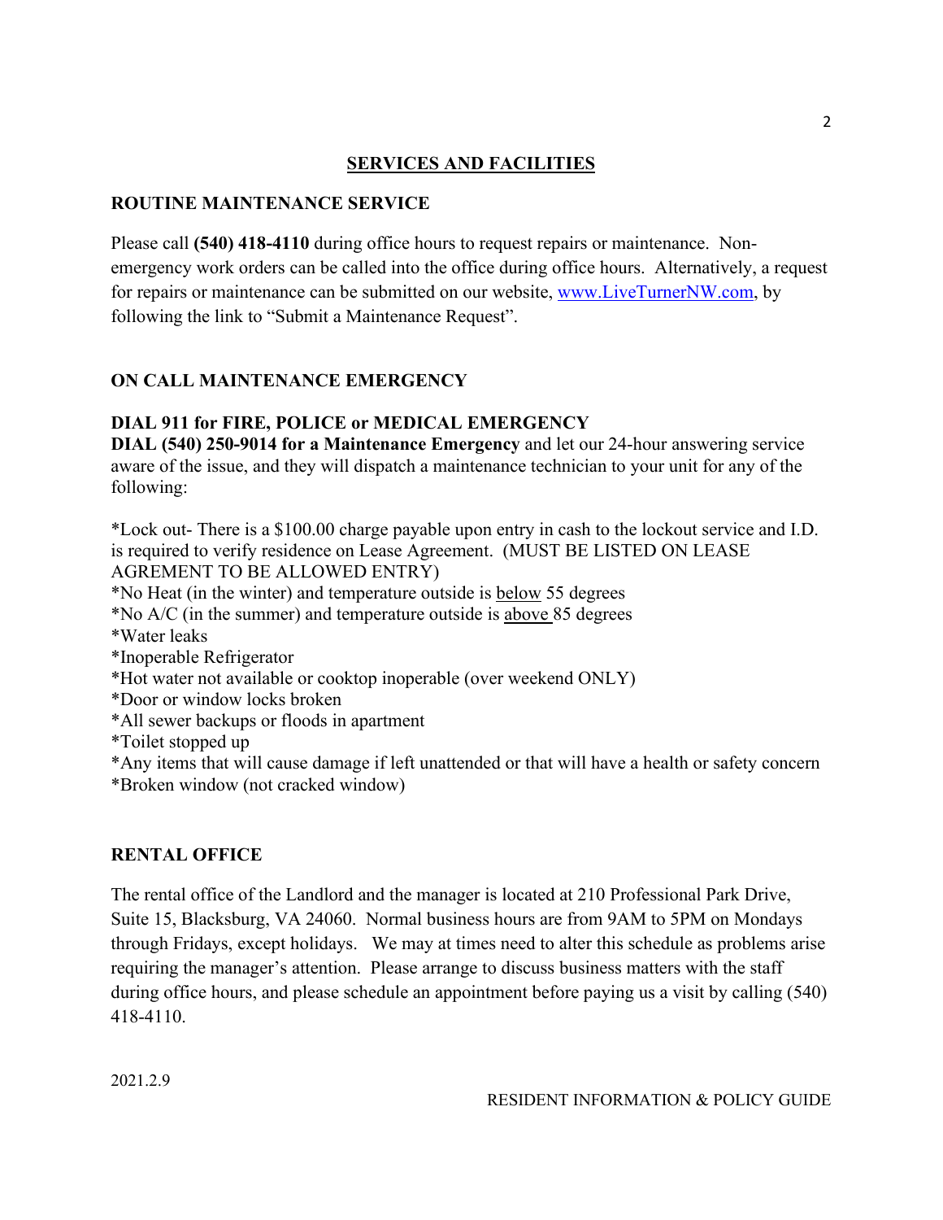## SERVICES AND FACILITIES

### ROUTINE MAINTENANCE SERVICE

Please call **(540) 418-4110** during office hours to request repairs or maintenance. Non-emergency work orders can be called into the office during office hours. Alternatively, a request for repairs or maintenance can be submitted on our website, www.LiveTurnerNW.com, by following the link to "Submit a Maintenance Request".

### ON CALL MAINTENANCE EMERGENCY

**DIAL 911 for FIRE, POLICE or MEDICAL EMERGENCY**
**DIAL (540) 250-9014 for a Maintenance Emergency** and let our 24-hour answering service aware of the issue, and they will dispatch a maintenance technician to your unit for any of the following:

*Lock out- There is a $100.00 charge payable upon entry in cash to the lockout service and I.D. is required to verify residence on Lease Agreement. (MUST BE LISTED ON LEASE AGREMENT TO BE ALLOWED ENTRY)
*No Heat (in the winter) and temperature outside is <u>below</u> 55 degrees
*No A/C (in the summer) and temperature outside is <u>above</u> 85 degrees
*Water leaks
*Inoperable Refrigerator
*Hot water not available or cooktop inoperable (over weekend ONLY)
*Door or window locks broken
*All sewer backups or floods in apartment
*Toilet stopped up
*Any items that will cause damage if left unattended or that will have a health or safety concern
*Broken window (not cracked window)

### RENTAL OFFICE

The rental office of the Landlord and the manager is located at 210 Professional Park Drive, Suite 15, Blacksburg, VA 24060. Normal business hours are from 9AM to 5PM on Mondays through Fridays, except holidays. We may at times need to alter this schedule as problems arise requiring the manager's attention. Please arrange to discuss business matters with the staff during office hours, and please schedule an appointment before paying us a visit by calling (540) 418-4110.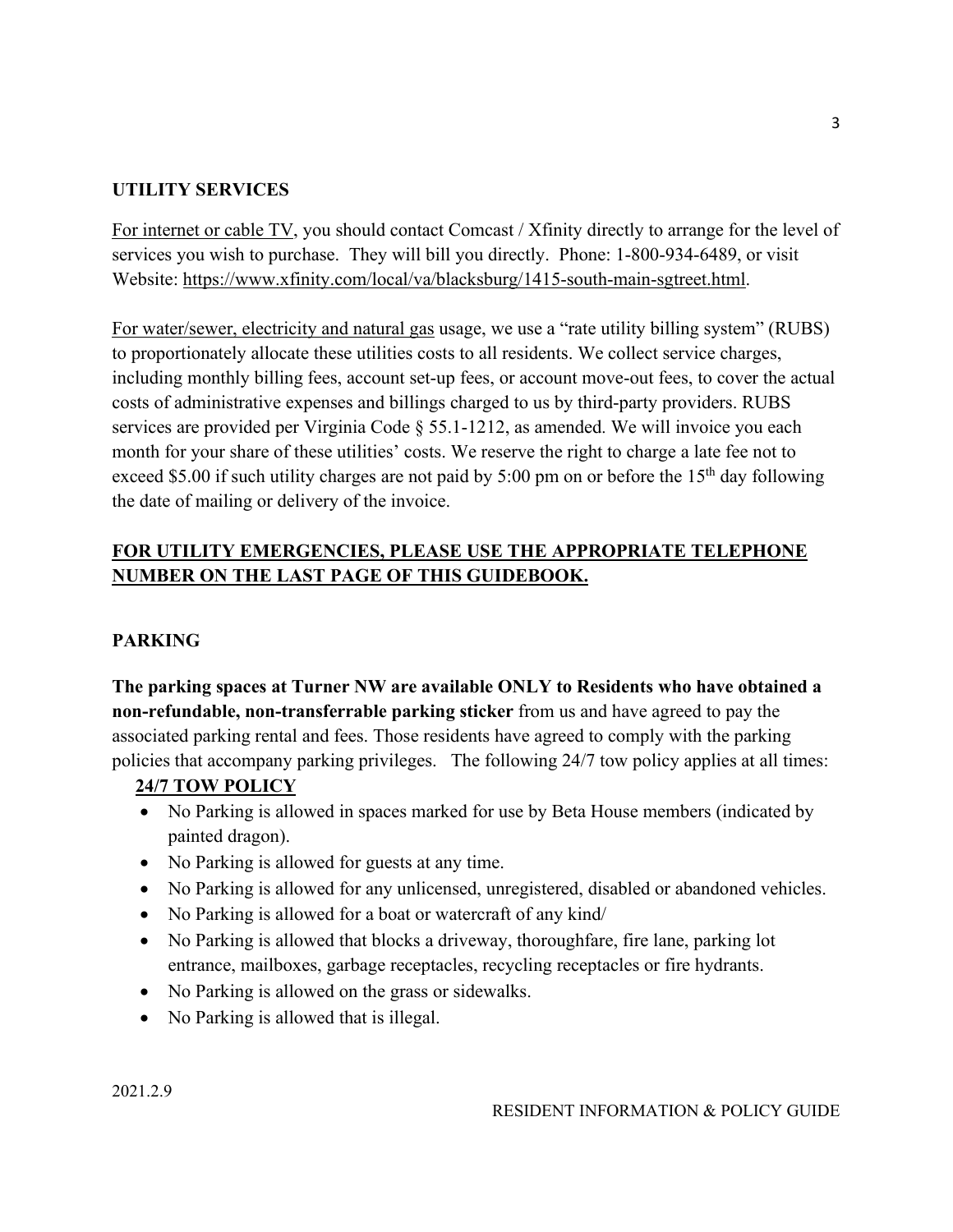## UTILITY SERVICES

For internet or cable TV, you should contact Comcast / Xfinity directly to arrange for the level of services you wish to purchase. They will bill you directly. Phone: 1-800-934-6489, or visit Website: https://www.xfinity.com/local/va/blacksburg/1415-south-main-sgtreet.html.

For water/sewer, electricity and natural gas usage, we use a "rate utility billing system" (RUBS) to proportionately allocate these utilities costs to all residents. We collect service charges, including monthly billing fees, account set-up fees, or account move-out fees, to cover the actual costs of administrative expenses and billings charged to us by third-party providers. RUBS services are provided per Virginia Code § 55.1-1212, as amended. We will invoice you each month for your share of these utilities' costs. We reserve the right to charge a late fee not to exceed $5.00 if such utility charges are not paid by 5:00 pm on or before the 15th day following the date of mailing or delivery of the invoice.

**FOR UTILITY EMERGENCIES, PLEASE USE THE APPROPRIATE TELEPHONE NUMBER ON THE LAST PAGE OF THIS GUIDEBOOK.**

## PARKING

**The parking spaces at Turner NW are available ONLY to Residents who have obtained a non-refundable, non-transferrable parking sticker** from us and have agreed to pay the associated parking rental and fees. Those residents have agreed to comply with the parking policies that accompany parking privileges. The following 24/7 tow policy applies at all times:

### 24/7 TOW POLICY

- No Parking is allowed in spaces marked for use by Beta House members (indicated by painted dragon).
- No Parking is allowed for guests at any time.
- No Parking is allowed for any unlicensed, unregistered, disabled or abandoned vehicles.
- No Parking is allowed for a boat or watercraft of any kind/
- No Parking is allowed that blocks a driveway, thoroughfare, fire lane, parking lot entrance, mailboxes, garbage receptacles, recycling receptacles or fire hydrants.
- No Parking is allowed on the grass or sidewalks.
- No Parking is allowed that is illegal.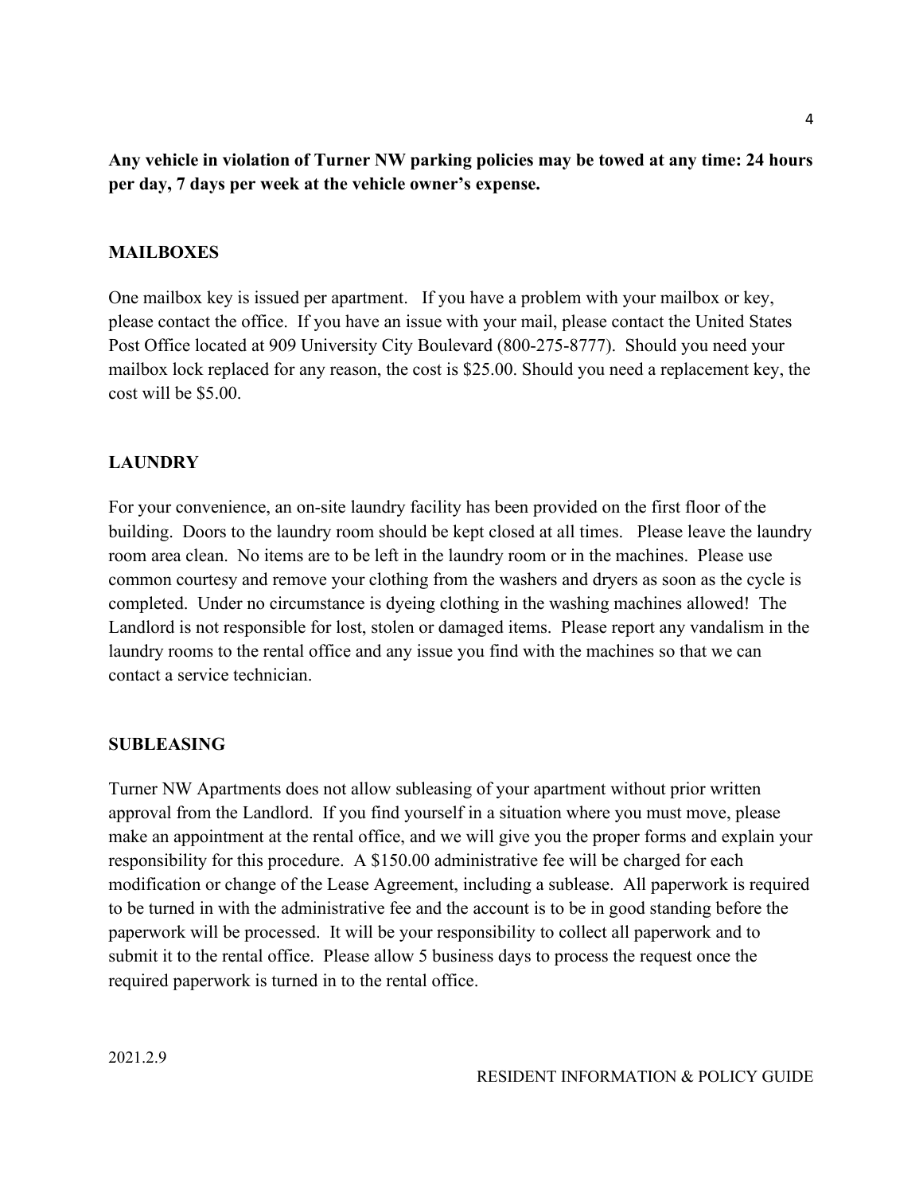**Any vehicle in violation of Turner NW parking policies may be towed at any time: 24 hours per day, 7 days per week at the vehicle owner's expense.**

## MAILBOXES

One mailbox key is issued per apartment. If you have a problem with your mailbox or key, please contact the office. If you have an issue with your mail, please contact the United States Post Office located at 909 University City Boulevard (800-275-8777). Should you need your mailbox lock replaced for any reason, the cost is $25.00. Should you need a replacement key, the cost will be $5.00.

## LAUNDRY

For your convenience, an on-site laundry facility has been provided on the first floor of the building. Doors to the laundry room should be kept closed at all times. Please leave the laundry room area clean. No items are to be left in the laundry room or in the machines. Please use common courtesy and remove your clothing from the washers and dryers as soon as the cycle is completed. Under no circumstance is dyeing clothing in the washing machines allowed! The Landlord is not responsible for lost, stolen or damaged items. Please report any vandalism in the laundry rooms to the rental office and any issue you find with the machines so that we can contact a service technician.

## SUBLEASING

Turner NW Apartments does not allow subleasing of your apartment without prior written approval from the Landlord. If you find yourself in a situation where you must move, please make an appointment at the rental office, and we will give you the proper forms and explain your responsibility for this procedure. A $150.00 administrative fee will be charged for each modification or change of the Lease Agreement, including a sublease. All paperwork is required to be turned in with the administrative fee and the account is to be in good standing before the paperwork will be processed. It will be your responsibility to collect all paperwork and to submit it to the rental office. Please allow 5 business days to process the request once the required paperwork is turned in to the rental office.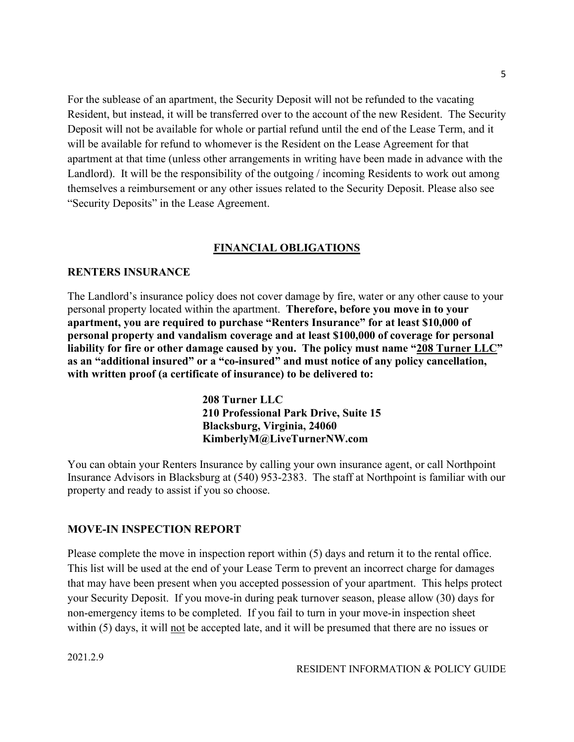For the sublease of an apartment, the Security Deposit will not be refunded to the vacating Resident, but instead, it will be transferred over to the account of the new Resident. The Security Deposit will not be available for whole or partial refund until the end of the Lease Term, and it will be available for refund to whomever is the Resident on the Lease Agreement for that apartment at that time (unless other arrangements in writing have been made in advance with the Landlord). It will be the responsibility of the outgoing / incoming Residents to work out among themselves a reimbursement or any other issues related to the Security Deposit. Please also see "Security Deposits" in the Lease Agreement.

## FINANCIAL OBLIGATIONS

### RENTERS INSURANCE

The Landlord's insurance policy does not cover damage by fire, water or any other cause to your personal property located within the apartment. **Therefore, before you move in to your apartment, you are required to purchase "Renters Insurance" for at least $10,000 of personal property and vandalism coverage and at least $100,000 of coverage for personal liability for fire or other damage caused by you. The policy must name "208 Turner LLC" as an "additional insured" or a "co-insured" and must notice of any policy cancellation, with written proof (a certificate of insurance) to be delivered to:**

**208 Turner LLC**
**210 Professional Park Drive, Suite 15**
**Blacksburg, Virginia, 24060**
**KimberlyM@LiveTurnerNW.com**

You can obtain your Renters Insurance by calling your own insurance agent, or call Northpoint Insurance Advisors in Blacksburg at (540) 953-2383. The staff at Northpoint is familiar with our property and ready to assist if you so choose.

### MOVE-IN INSPECTION REPORT

Please complete the move in inspection report within (5) days and return it to the rental office. This list will be used at the end of your Lease Term to prevent an incorrect charge for damages that may have been present when you accepted possession of your apartment. This helps protect your Security Deposit. If you move-in during peak turnover season, please allow (30) days for non-emergency items to be completed. If you fail to turn in your move-in inspection sheet within (5) days, it will not be accepted late, and it will be presumed that there are no issues or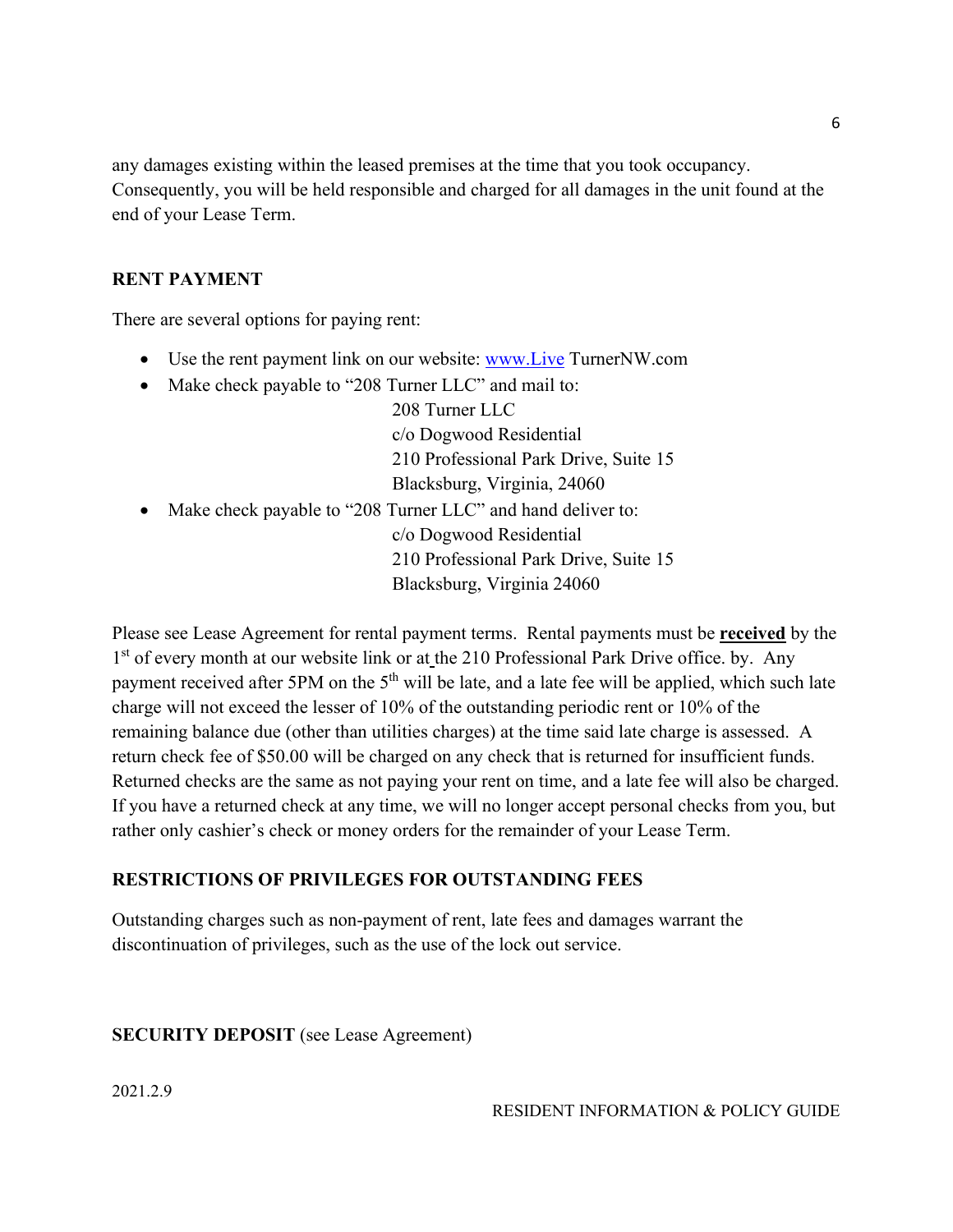any damages existing within the leased premises at the time that you took occupancy. Consequently, you will be held responsible and charged for all damages in the unit found at the end of your Lease Term.

## RENT PAYMENT

There are several options for paying rent:

- Use the rent payment link on our website: www.Live TurnerNW.com
- Make check payable to "208 Turner LLC" and mail to:
  208 Turner LLC
  c/o Dogwood Residential
  210 Professional Park Drive, Suite 15
  Blacksburg, Virginia, 24060
- Make check payable to "208 Turner LLC" and hand deliver to:
  c/o Dogwood Residential
  210 Professional Park Drive, Suite 15
  Blacksburg, Virginia 24060

Please see Lease Agreement for rental payment terms. Rental payments must be **received** by the 1st of every month at our website link or at the 210 Professional Park Drive office. by. Any payment received after 5PM on the 5th will be late, and a late fee will be applied, which such late charge will not exceed the lesser of 10% of the outstanding periodic rent or 10% of the remaining balance due (other than utilities charges) at the time said late charge is assessed. A return check fee of $50.00 will be charged on any check that is returned for insufficient funds. Returned checks are the same as not paying your rent on time, and a late fee will also be charged. If you have a returned check at any time, we will no longer accept personal checks from you, but rather only cashier's check or money orders for the remainder of your Lease Term.

## RESTRICTIONS OF PRIVILEGES FOR OUTSTANDING FEES

Outstanding charges such as non-payment of rent, late fees and damages warrant the discontinuation of privileges, such as the use of the lock out service.

## SECURITY DEPOSIT (see Lease Agreement)

2021.2.9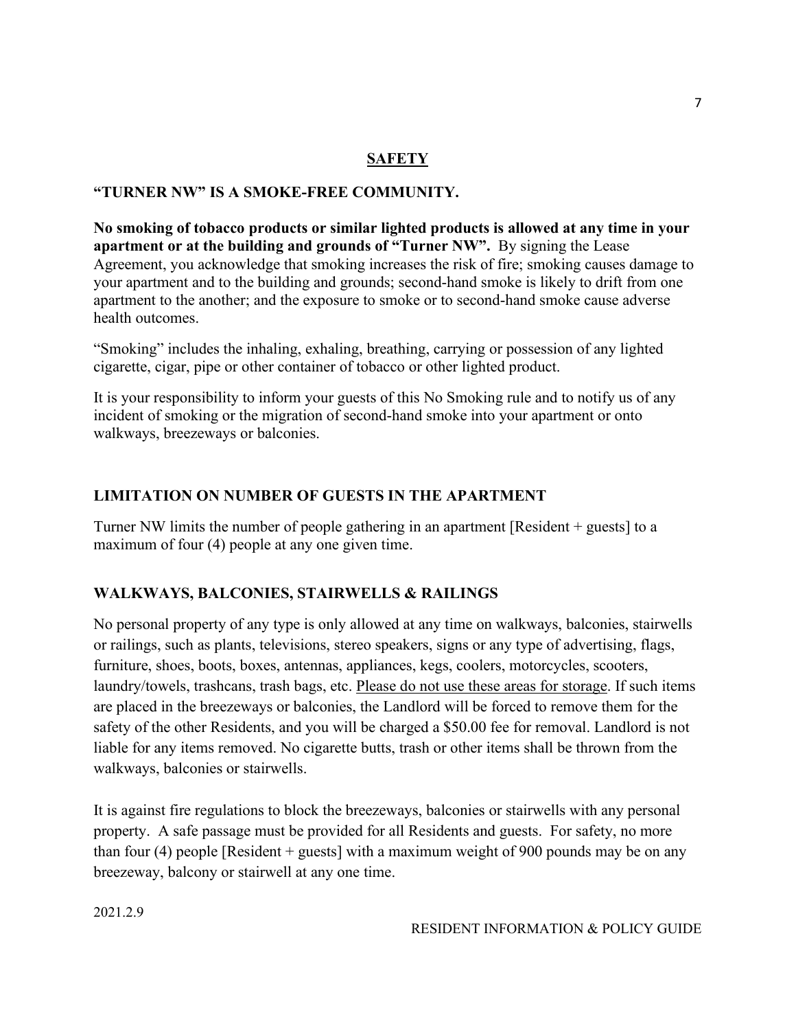## SAFETY

### "TURNER NW" IS A SMOKE-FREE COMMUNITY.

**No smoking of tobacco products or similar lighted products is allowed at any time in your apartment or at the building and grounds of "Turner NW".** By signing the Lease Agreement, you acknowledge that smoking increases the risk of fire; smoking causes damage to your apartment and to the building and grounds; second-hand smoke is likely to drift from one apartment to the another; and the exposure to smoke or to second-hand smoke cause adverse health outcomes.

"Smoking" includes the inhaling, exhaling, breathing, carrying or possession of any lighted cigarette, cigar, pipe or other container of tobacco or other lighted product.

It is your responsibility to inform your guests of this No Smoking rule and to notify us of any incident of smoking or the migration of second-hand smoke into your apartment or onto walkways, breezeways or balconies.

### LIMITATION ON NUMBER OF GUESTS IN THE APARTMENT

Turner NW limits the number of people gathering in an apartment [Resident + guests] to a maximum of four (4) people at any one given time.

### WALKWAYS, BALCONIES, STAIRWELLS & RAILINGS

No personal property of any type is only allowed at any time on walkways, balconies, stairwells or railings, such as plants, televisions, stereo speakers, signs or any type of advertising, flags, furniture, shoes, boots, boxes, antennas, appliances, kegs, coolers, motorcycles, scooters, laundry/towels, trashcans, trash bags, etc. Please do not use these areas for storage. If such items are placed in the breezeways or balconies, the Landlord will be forced to remove them for the safety of the other Residents, and you will be charged a $50.00 fee for removal. Landlord is not liable for any items removed. No cigarette butts, trash or other items shall be thrown from the walkways, balconies or stairwells.

It is against fire regulations to block the breezeways, balconies or stairwells with any personal property. A safe passage must be provided for all Residents and guests. For safety, no more than four (4) people [Resident + guests] with a maximum weight of 900 pounds may be on any breezeway, balcony or stairwell at any one time.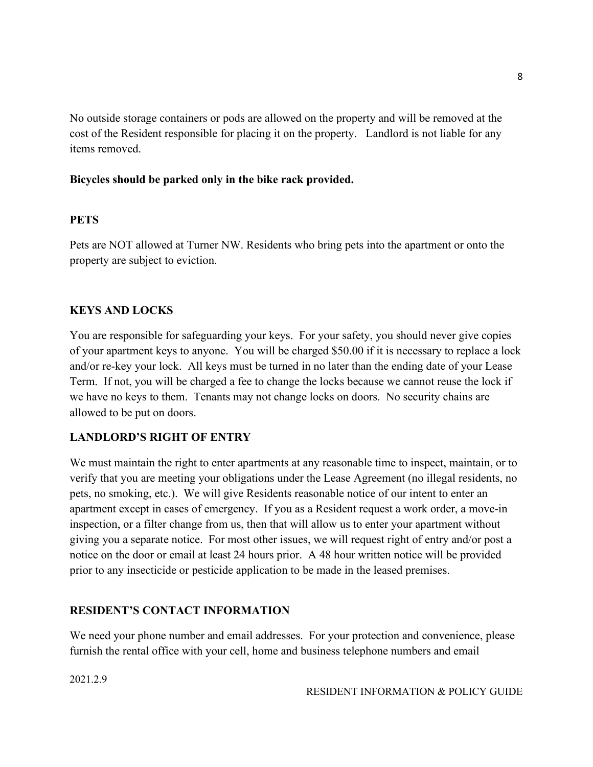No outside storage containers or pods are allowed on the property and will be removed at the cost of the Resident responsible for placing it on the property. Landlord is not liable for any items removed.

**Bicycles should be parked only in the bike rack provided.**

## PETS

Pets are NOT allowed at Turner NW. Residents who bring pets into the apartment or onto the property are subject to eviction.

## KEYS AND LOCKS

You are responsible for safeguarding your keys. For your safety, you should never give copies of your apartment keys to anyone. You will be charged $50.00 if it is necessary to replace a lock and/or re-key your lock. All keys must be turned in no later than the ending date of your Lease Term. If not, you will be charged a fee to change the locks because we cannot reuse the lock if we have no keys to them. Tenants may not change locks on doors. No security chains are allowed to be put on doors.

## LANDLORD'S RIGHT OF ENTRY

We must maintain the right to enter apartments at any reasonable time to inspect, maintain, or to verify that you are meeting your obligations under the Lease Agreement (no illegal residents, no pets, no smoking, etc.). We will give Residents reasonable notice of our intent to enter an apartment except in cases of emergency. If you as a Resident request a work order, a move-in inspection, or a filter change from us, then that will allow us to enter your apartment without giving you a separate notice. For most other issues, we will request right of entry and/or post a notice on the door or email at least 24 hours prior. A 48 hour written notice will be provided prior to any insecticide or pesticide application to be made in the leased premises.

## RESIDENT'S CONTACT INFORMATION

We need your phone number and email addresses. For your protection and convenience, please furnish the rental office with your cell, home and business telephone numbers and email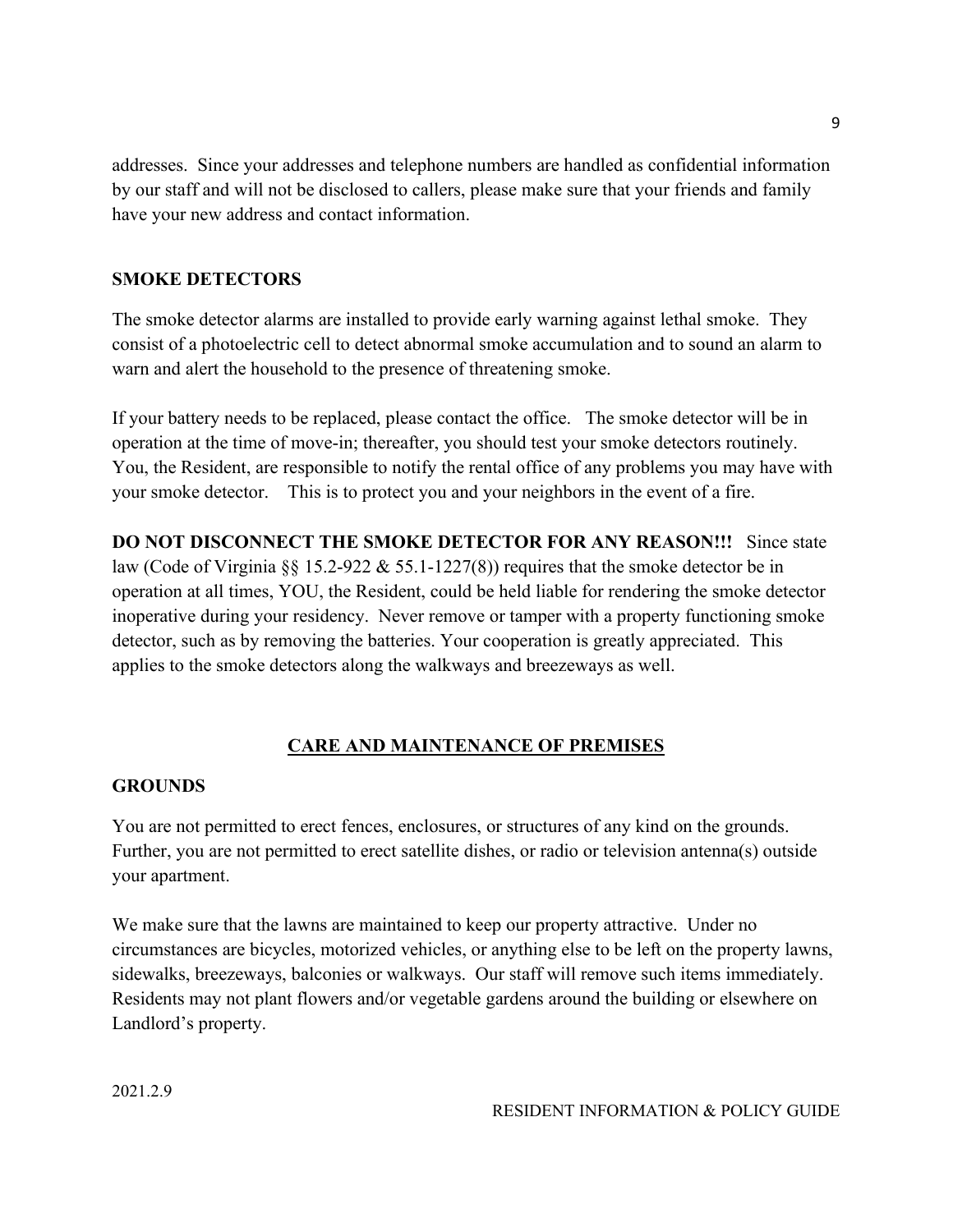addresses. Since your addresses and telephone numbers are handled as confidential information by our staff and will not be disclosed to callers, please make sure that your friends and family have your new address and contact information.

### SMOKE DETECTORS

The smoke detector alarms are installed to provide early warning against lethal smoke. They consist of a photoelectric cell to detect abnormal smoke accumulation and to sound an alarm to warn and alert the household to the presence of threatening smoke.

If your battery needs to be replaced, please contact the office. The smoke detector will be in operation at the time of move-in; thereafter, you should test your smoke detectors routinely. You, the Resident, are responsible to notify the rental office of any problems you may have with your smoke detector. This is to protect you and your neighbors in the event of a fire.

**DO NOT DISCONNECT THE SMOKE DETECTOR FOR ANY REASON!!!** Since state law (Code of Virginia §§ 15.2-922 & 55.1-1227(8)) requires that the smoke detector be in operation at all times, YOU, the Resident, could be held liable for rendering the smoke detector inoperative during your residency. Never remove or tamper with a property functioning smoke detector, such as by removing the batteries. Your cooperation is greatly appreciated. This applies to the smoke detectors along the walkways and breezeways as well.

## CARE AND MAINTENANCE OF PREMISES

### GROUNDS

You are not permitted to erect fences, enclosures, or structures of any kind on the grounds. Further, you are not permitted to erect satellite dishes, or radio or television antenna(s) outside your apartment.

We make sure that the lawns are maintained to keep our property attractive. Under no circumstances are bicycles, motorized vehicles, or anything else to be left on the property lawns, sidewalks, breezeways, balconies or walkways. Our staff will remove such items immediately. Residents may not plant flowers and/or vegetable gardens around the building or elsewhere on Landlord's property.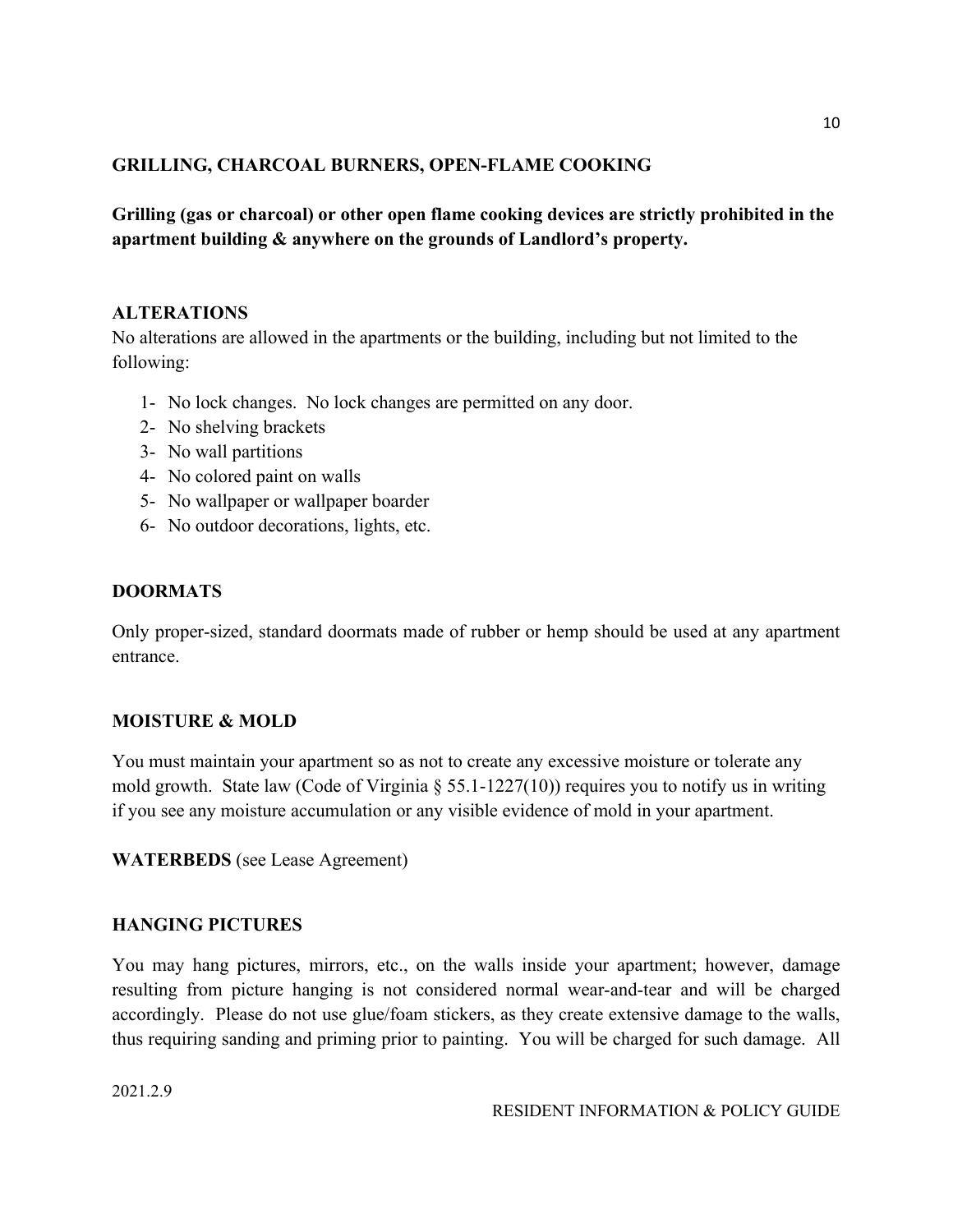## GRILLING, CHARCOAL BURNERS, OPEN-FLAME COOKING

**Grilling (gas or charcoal) or other open flame cooking devices are strictly prohibited in the apartment building & anywhere on the grounds of Landlord's property.**

## ALTERATIONS

No alterations are allowed in the apartments or the building, including but not limited to the following:

1- No lock changes. No lock changes are permitted on any door.
2- No shelving brackets
3- No wall partitions
4- No colored paint on walls
5- No wallpaper or wallpaper boarder
6- No outdoor decorations, lights, etc.

## DOORMATS

Only proper-sized, standard doormats made of rubber or hemp should be used at any apartment entrance.

## MOISTURE & MOLD

You must maintain your apartment so as not to create any excessive moisture or tolerate any mold growth. State law (Code of Virginia § 55.1-1227(10)) requires you to notify us in writing if you see any moisture accumulation or any visible evidence of mold in your apartment.

**WATERBEDS** (see Lease Agreement)

## HANGING PICTURES

You may hang pictures, mirrors, etc., on the walls inside your apartment; however, damage resulting from picture hanging is not considered normal wear-and-tear and will be charged accordingly. Please do not use glue/foam stickers, as they create extensive damage to the walls, thus requiring sanding and priming prior to painting. You will be charged for such damage. All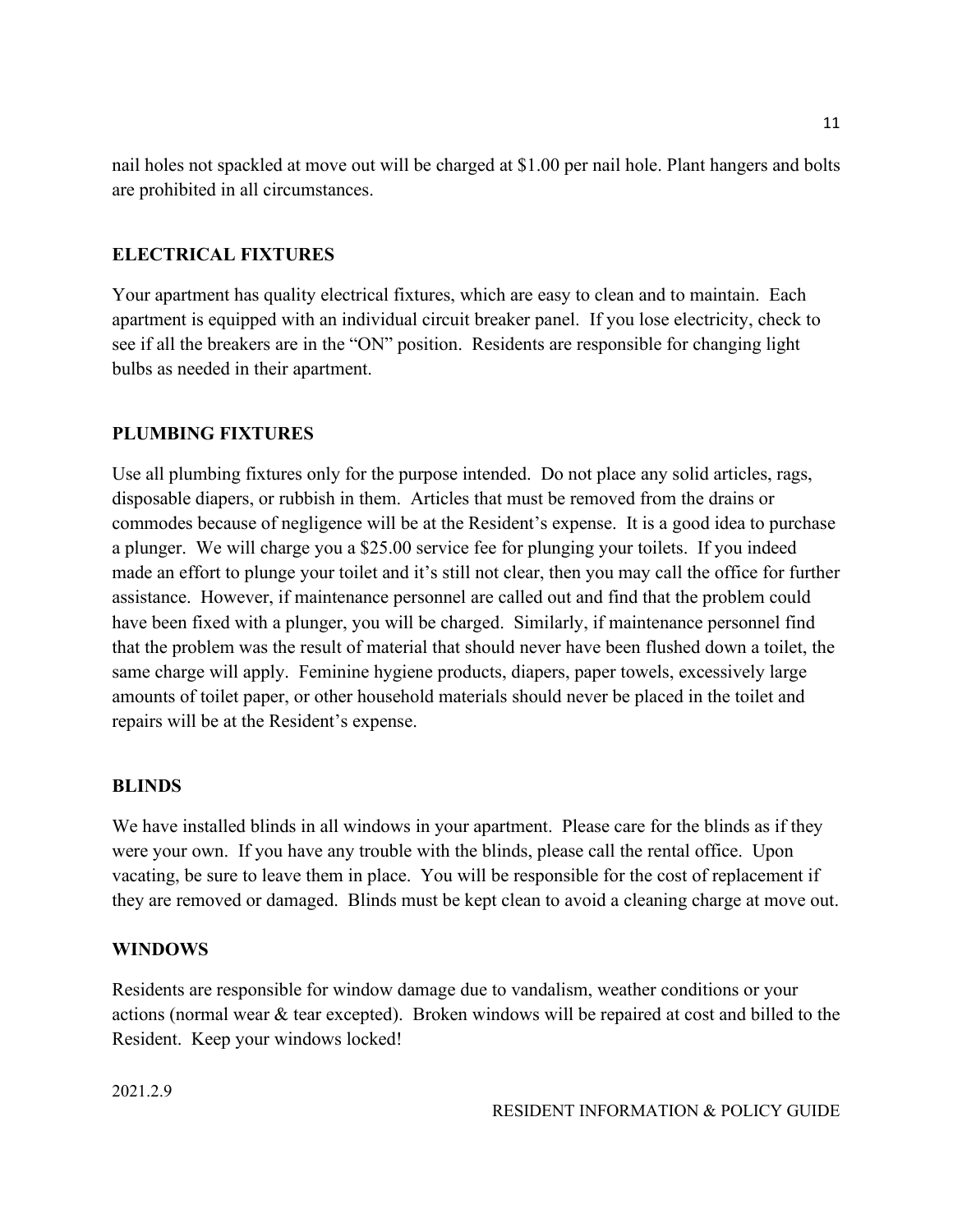nail holes not spackled at move out will be charged at $1.00 per nail hole. Plant hangers and bolts are prohibited in all circumstances.

## ELECTRICAL FIXTURES

Your apartment has quality electrical fixtures, which are easy to clean and to maintain. Each apartment is equipped with an individual circuit breaker panel. If you lose electricity, check to see if all the breakers are in the "ON" position. Residents are responsible for changing light bulbs as needed in their apartment.

## PLUMBING FIXTURES

Use all plumbing fixtures only for the purpose intended. Do not place any solid articles, rags, disposable diapers, or rubbish in them. Articles that must be removed from the drains or commodes because of negligence will be at the Resident's expense. It is a good idea to purchase a plunger. We will charge you a $25.00 service fee for plunging your toilets. If you indeed made an effort to plunge your toilet and it's still not clear, then you may call the office for further assistance. However, if maintenance personnel are called out and find that the problem could have been fixed with a plunger, you will be charged. Similarly, if maintenance personnel find that the problem was the result of material that should never have been flushed down a toilet, the same charge will apply. Feminine hygiene products, diapers, paper towels, excessively large amounts of toilet paper, or other household materials should never be placed in the toilet and repairs will be at the Resident's expense.

## BLINDS

We have installed blinds in all windows in your apartment. Please care for the blinds as if they were your own. If you have any trouble with the blinds, please call the rental office. Upon vacating, be sure to leave them in place. You will be responsible for the cost of replacement if they are removed or damaged. Blinds must be kept clean to avoid a cleaning charge at move out.

## WINDOWS

Residents are responsible for window damage due to vandalism, weather conditions or your actions (normal wear & tear excepted). Broken windows will be repaired at cost and billed to the Resident. Keep your windows locked!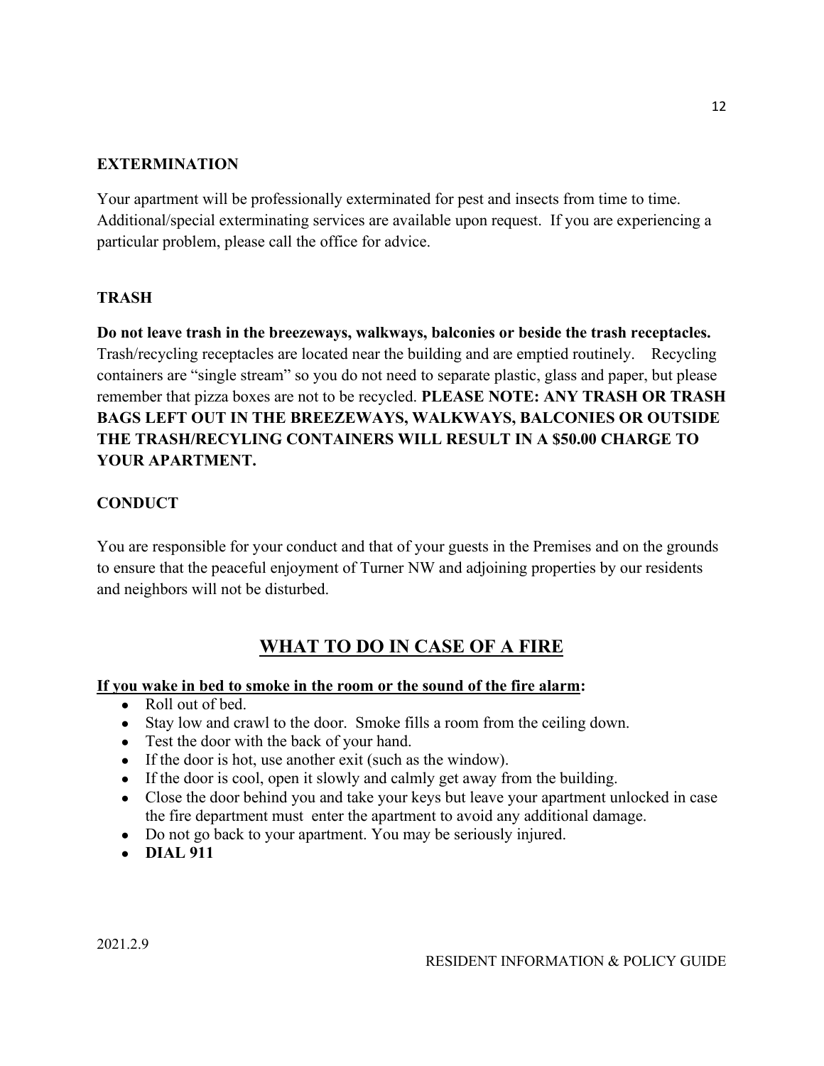### EXTERMINATION

Your apartment will be professionally exterminated for pest and insects from time to time. Additional/special exterminating services are available upon request. If you are experiencing a particular problem, please call the office for advice.

### TRASH

**Do not leave trash in the breezeways, walkways, balconies or beside the trash receptacles.** Trash/recycling receptacles are located near the building and are emptied routinely. Recycling containers are "single stream" so you do not need to separate plastic, glass and paper, but please remember that pizza boxes are not to be recycled. **PLEASE NOTE: ANY TRASH OR TRASH BAGS LEFT OUT IN THE BREEZEWAYS, WALKWAYS, BALCONIES OR OUTSIDE THE TRASH/RECYLING CONTAINERS WILL RESULT IN A $50.00 CHARGE TO YOUR APARTMENT.**

### CONDUCT

You are responsible for your conduct and that of your guests in the Premises and on the grounds to ensure that the peaceful enjoyment of Turner NW and adjoining properties by our residents and neighbors will not be disturbed.

## WHAT TO DO IN CASE OF A FIRE

**If you wake in bed to smoke in the room or the sound of the fire alarm:**

- Roll out of bed.
- Stay low and crawl to the door. Smoke fills a room from the ceiling down.
- Test the door with the back of your hand.
- If the door is hot, use another exit (such as the window).
- If the door is cool, open it slowly and calmly get away from the building.
- Close the door behind you and take your keys but leave your apartment unlocked in case the fire department must enter the apartment to avoid any additional damage.
- Do not go back to your apartment. You may be seriously injured.
- **DIAL 911**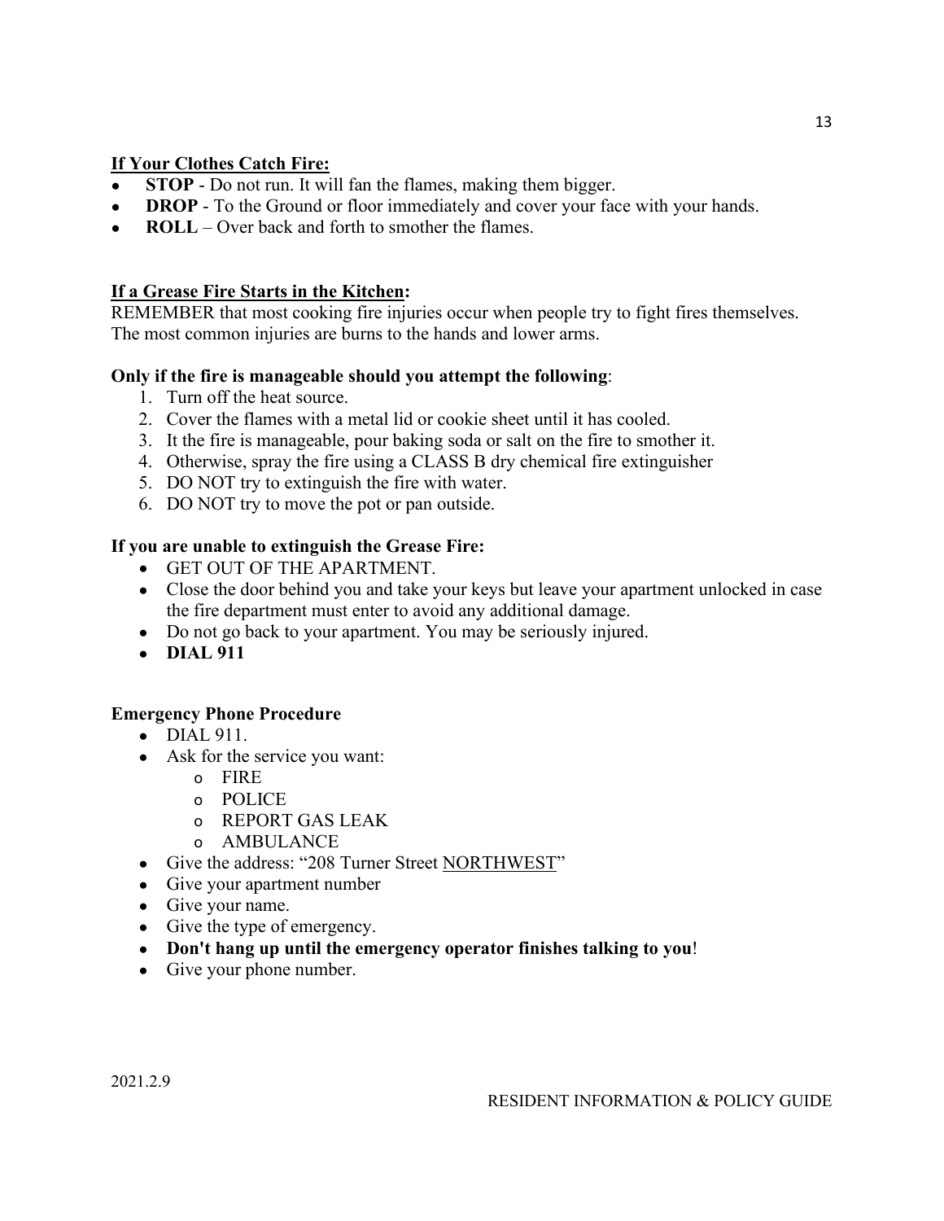**<u>If Your Clothes Catch Fire:</u>**

- **STOP** - Do not run. It will fan the flames, making them bigger.
- **DROP** - To the Ground or floor immediately and cover your face with your hands.
- **ROLL** – Over back and forth to smother the flames.

**<u>If a Grease Fire Starts in the Kitchen</u>:**

REMEMBER that most cooking fire injuries occur when people try to fight fires themselves. The most common injuries are burns to the hands and lower arms.

**Only if the fire is manageable should you attempt the following**:

1. Turn off the heat source.
2. Cover the flames with a metal lid or cookie sheet until it has cooled.
3. It the fire is manageable, pour baking soda or salt on the fire to smother it.
4. Otherwise, spray the fire using a CLASS B dry chemical fire extinguisher
5. DO NOT try to extinguish the fire with water.
6. DO NOT try to move the pot or pan outside.

**If you are unable to extinguish the Grease Fire:**

- GET OUT OF THE APARTMENT.
- Close the door behind you and take your keys but leave your apartment unlocked in case the fire department must enter to avoid any additional damage.
- Do not go back to your apartment. You may be seriously injured.
- **DIAL 911**

**Emergency Phone Procedure**

- DIAL 911.
- Ask for the service you want:
  - FIRE
  - POLICE
  - REPORT GAS LEAK
  - AMBULANCE
- Give the address: "208 Turner Street <u>NORTHWEST</u>"
- Give your apartment number
- Give your name.
- Give the type of emergency.
- **Don't hang up until the emergency operator finishes talking to you**!
- Give your phone number.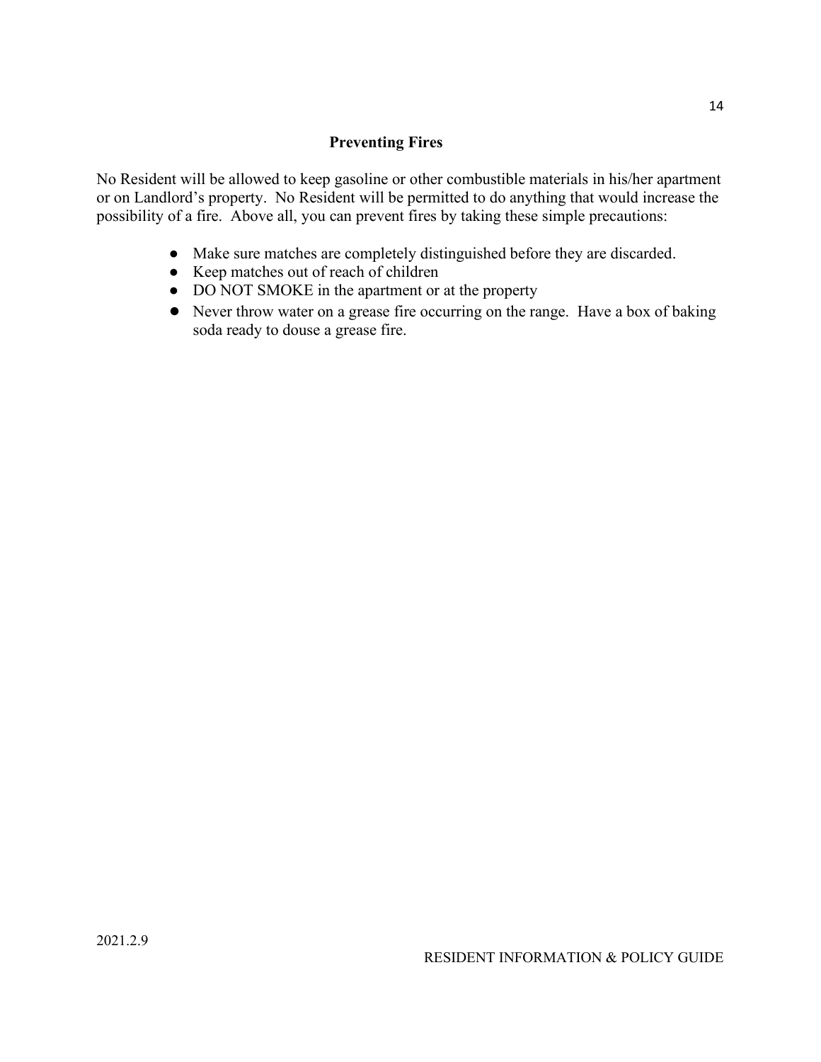## Preventing Fires

No Resident will be allowed to keep gasoline or other combustible materials in his/her apartment or on Landlord's property. No Resident will be permitted to do anything that would increase the possibility of a fire. Above all, you can prevent fires by taking these simple precautions:

- Make sure matches are completely distinguished before they are discarded.
- Keep matches out of reach of children
- DO NOT SMOKE in the apartment or at the property
- Never throw water on a grease fire occurring on the range. Have a box of baking soda ready to douse a grease fire.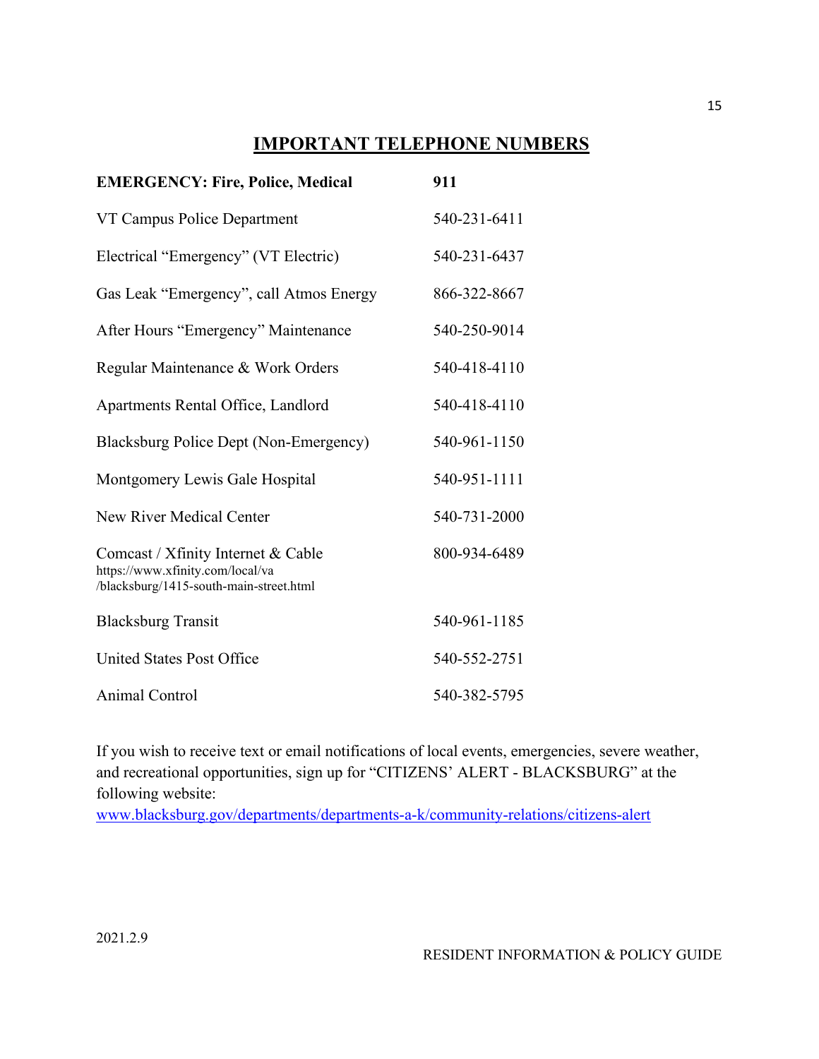# IMPORTANT TELEPHONE NUMBERS

| | |
|---|---|
| **EMERGENCY: Fire, Police, Medical** | **911** |
| VT Campus Police Department | 540-231-6411 |
| Electrical "Emergency" (VT Electric) | 540-231-6437 |
| Gas Leak "Emergency", call Atmos Energy | 866-322-8667 |
| After Hours "Emergency" Maintenance | 540-250-9014 |
| Regular Maintenance & Work Orders | 540-418-4110 |
| Apartments Rental Office, Landlord | 540-418-4110 |
| Blacksburg Police Dept (Non-Emergency) | 540-961-1150 |
| Montgomery Lewis Gale Hospital | 540-951-1111 |
| New River Medical Center | 540-731-2000 |
| Comcast / Xfinity Internet & Cable https://www.xfinity.com/local/va/blacksburg/1415-south-main-street.html | 800-934-6489 |
| Blacksburg Transit | 540-961-1185 |
| United States Post Office | 540-552-2751 |
| Animal Control | 540-382-5795 |

If you wish to receive text or email notifications of local events, emergencies, severe weather, and recreational opportunities, sign up for "CITIZENS' ALERT - BLACKSBURG" at the following website:
www.blacksburg.gov/departments/departments-a-k/community-relations/citizens-alert

2021.2.9